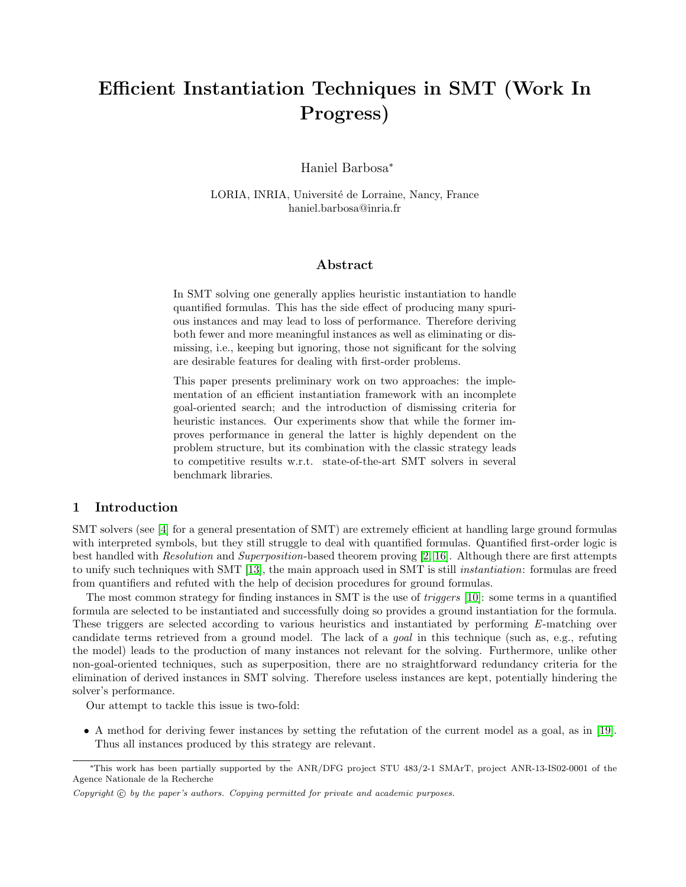# Efficient Instantiation Techniques in SMT (Work In Progress)

Haniel Barbosa*

LORIA, INRIA, Université de Lorraine, Nancy, France
haniel.barbosa@inria.fr

## Abstract

In SMT solving one generally applies heuristic instantiation to handle quantified formulas. This has the side effect of producing many spurious instances and may lead to loss of performance. Therefore deriving both fewer and more meaningful instances as well as eliminating or dismissing, i.e., keeping but ignoring, those not significant for the solving are desirable features for dealing with first-order problems.

This paper presents preliminary work on two approaches: the implementation of an efficient instantiation framework with an incomplete goal-oriented search; and the introduction of dismissing criteria for heuristic instances. Our experiments show that while the former improves performance in general the latter is highly dependent on the problem structure, but its combination with the classic strategy leads to competitive results w.r.t. state-of-the-art SMT solvers in several benchmark libraries.

## 1 Introduction

SMT solvers (see [4] for a general presentation of SMT) are extremely efficient at handling large ground formulas with interpreted symbols, but they still struggle to deal with quantified formulas. Quantified first-order logic is best handled with *Resolution* and *Superposition*-based theorem proving [2, 16]. Although there are first attempts to unify such techniques with SMT [13], the main approach used in SMT is still *instantiation*: formulas are freed from quantifiers and refuted with the help of decision procedures for ground formulas.

The most common strategy for finding instances in SMT is the use of *triggers* [10]: some terms in a quantified formula are selected to be instantiated and successfully doing so provides a ground instantiation for the formula. These triggers are selected according to various heuristics and instantiated by performing $E$-matching over candidate terms retrieved from a ground model. The lack of a *goal* in this technique (such as, e.g., refuting the model) leads to the production of many instances not relevant for the solving. Furthermore, unlike other non-goal-oriented techniques, such as superposition, there are no straightforward redundancy criteria for the elimination of derived instances in SMT solving. Therefore useless instances are kept, potentially hindering the solver's performance.

Our attempt to tackle this issue is two-fold:

- A method for deriving fewer instances by setting the refutation of the current model as a goal, as in [19]. Thus all instances produced by this strategy are relevant.

*This work has been partially supported by the ANR/DFG project STU 483/2-1 SMArT, project ANR-13-IS02-0001 of the Agence Nationale de la Recherche

*Copyright © by the paper's authors. Copying permitted for private and academic purposes.*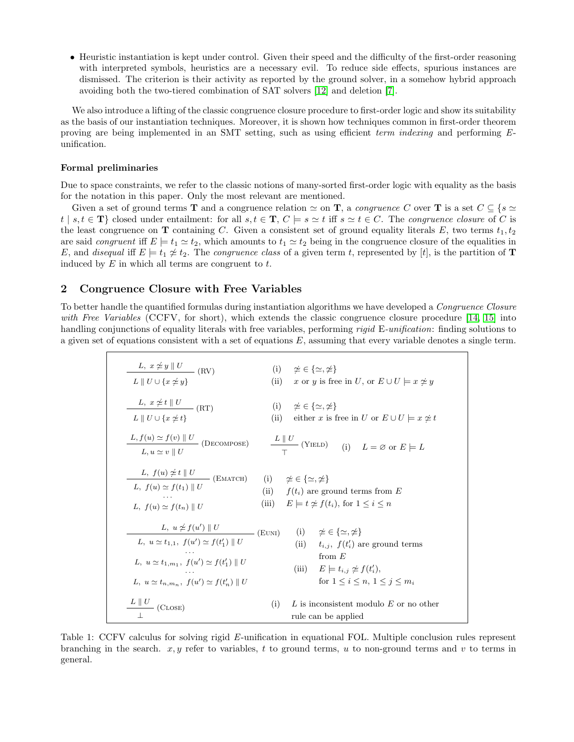- Heuristic instantiation is kept under control. Given their speed and the difficulty of the first-order reasoning with interpreted symbols, heuristics are a necessary evil. To reduce side effects, spurious instances are dismissed. The criterion is their activity as reported by the ground solver, in a somehow hybrid approach avoiding both the two-tiered combination of SAT solvers [12] and deletion [7].

We also introduce a lifting of the classic congruence closure procedure to first-order logic and show its suitability as the basis of our instantiation techniques. Moreover, it is shown how techniques common in first-order theorem proving are being implemented in an SMT setting, such as using efficient *term indexing* and performing *E*-unification.

**Formal preliminaries**

Due to space constraints, we refer to the classic notions of many-sorted first-order logic with equality as the basis for the notation in this paper. Only the most relevant are mentioned.

Given a set of ground terms $\mathbf{T}$ and a congruence relation $\simeq$ on $\mathbf{T}$, a *congruence* $C$ over $\mathbf{T}$ is a set $C \subseteq \{s \simeq t \mid s, t \in \mathbf{T}\}$ closed under entailment: for all $s, t \in \mathbf{T}$, $C \models s \simeq t$ iff $s \simeq t \in C$. The *congruence closure* of $C$ is the least congruence on $\mathbf{T}$ containing $C$. Given a consistent set of ground equality literals $E$, two terms $t_1, t_2$ are said *congruent* iff $E \models t_1 \simeq t_2$, which amounts to $t_1 \simeq t_2$ being in the congruence closure of the equalities in $E$, and *disequal* iff $E \models t_1 \not\simeq t_2$. The *congruence class* of a given term $t$, represented by $[t]$, is the partition of $\mathbf{T}$ induced by $E$ in which all terms are congruent to $t$.

## 2 Congruence Closure with Free Variables

To better handle the quantified formulas during instantiation algorithms we have developed a *Congruence Closure with Free Variables* (CCFV, for short), which extends the classic congruence closure procedure [14, 15] into handling conjunctions of equality literals with free variables, performing *rigid* E-*unification*: finding solutions to a given set of equations consistent with a set of equations $E$, assuming that every variable denotes a single term.

| Rule | Conditions |
|---|---|
| $\dfrac{L,\ x \doteq y \parallel U}{L \parallel U \cup \{x \doteq y\}}$ (RV) | (i) $\doteq \in \{\simeq, \not\simeq\}$ (ii) $x$ or $y$ is free in $U$, or $E \cup U \models x \doteq y$ |
| $\dfrac{L,\ x \doteq t \parallel U}{L \parallel U \cup \{x \doteq t\}}$ (RT) | (i) $\doteq \in \{\simeq, \not\simeq\}$ (ii) either $x$ is free in $U$ or $E \cup U \models x \doteq t$ |
| $\dfrac{L, f(u) \simeq f(v) \parallel U}{L, u \simeq v \parallel U}$ (Decompose) | |
| $\dfrac{L \parallel U}{\top}$ (Yield) | (i) $L = \varnothing$ or $E \models L$ |
| $\dfrac{L,\ f(u) \doteq t \parallel U}{L,\ f(u) \simeq f(t_1) \parallel U \quad \cdots \quad L,\ f(u) \simeq f(t_n) \parallel U}$ (Ematch) | (i) $\doteq \in \{\simeq, \not\simeq\}$ (ii) $f(t_i)$ are ground terms from $E$ (iii) $E \models t \doteq f(t_i)$, for $1 \leq i \leq n$ |
| $\dfrac{L,\ u \doteq f(u') \parallel U}{L,\ u \simeq t_{1,1},\ f(u') \simeq f(t'_1) \parallel U \quad \cdots \quad L,\ u \simeq t_{1,m_1},\ f(u') \simeq f(t'_1) \parallel U \quad \cdots \quad L,\ u \simeq t_{n,m_n},\ f(u') \simeq f(t'_n) \parallel U}$ (Euni) | (i) $\doteq \in \{\simeq, \not\simeq\}$ (ii) $t_{i,j},\ f(t'_i)$ are ground terms from $E$ (iii) $E \models t_{i,j} \doteq f(t'_i)$, for $1 \leq i \leq n$, $1 \leq j \leq m_i$ |
| $\dfrac{L \parallel U}{\bot}$ (Close) | (i) $L$ is inconsistent modulo $E$ or no other rule can be applied |

Table 1: CCFV calculus for solving rigid $E$-unification in equational FOL. Multiple conclusion rules represent branching in the search. $x, y$ refer to variables, $t$ to ground terms, $u$ to non-ground terms and $v$ to terms in general.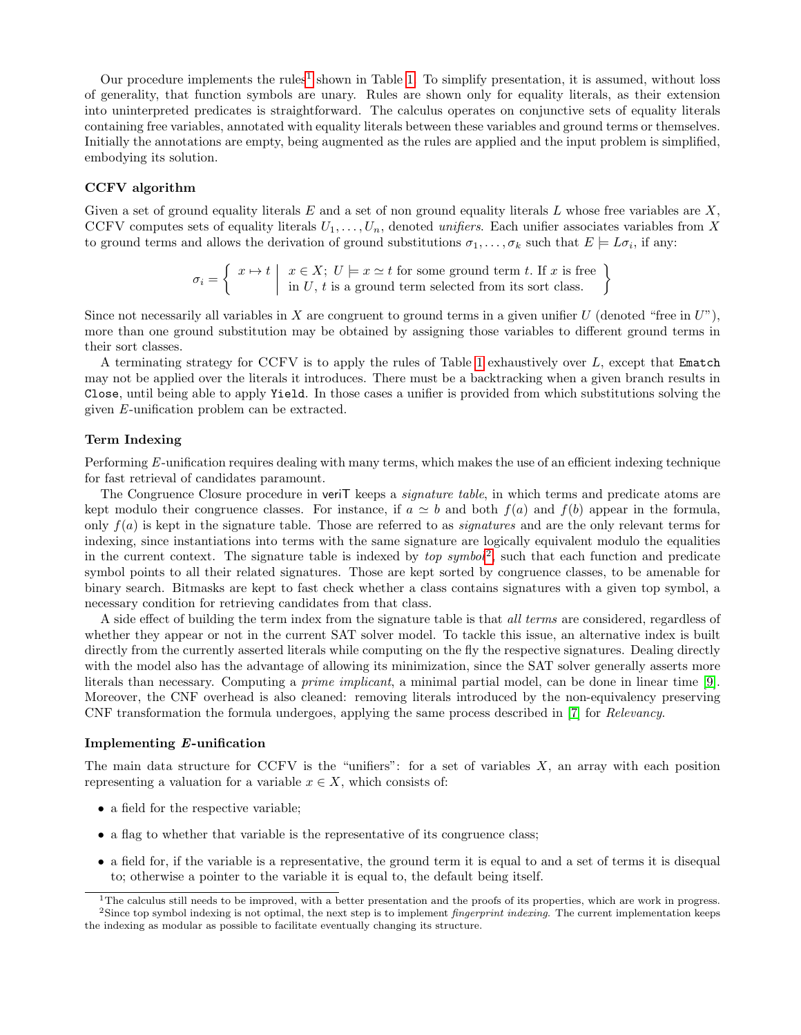Our procedure implements the rules[1] shown in Table 1. To simplify presentation, it is assumed, without loss of generality, that function symbols are unary. Rules are shown only for equality literals, as their extension into uninterpreted predicates is straightforward. The calculus operates on conjunctive sets of equality literals containing free variables, annotated with equality literals between these variables and ground terms or themselves. Initially the annotations are empty, being augmented as the rules are applied and the input problem is simplified, embodying its solution.

### CCFV algorithm

Given a set of ground equality literals $E$ and a set of non ground equality literals $L$ whose free variables are $X$, CCFV computes sets of equality literals $U_1, \ldots, U_n$, denoted *unifiers*. Each unifier associates variables from $X$ to ground terms and allows the derivation of ground substitutions $\sigma_1, \ldots, \sigma_k$ such that $E \models L\sigma_i$, if any:

$$\sigma_i = \left\{ \; x \mapsto t \;\middle|\; \begin{array}{l} x \in X;\ U \models x \simeq t \text{ for some ground term } t. \text{ If } x \text{ is free} \\ \text{in } U,\ t \text{ is a ground term selected from its sort class.} \end{array} \right\}$$

Since not necessarily all variables in $X$ are congruent to ground terms in a given unifier $U$ (denoted "free in $U$"), more than one ground substitution may be obtained by assigning those variables to different ground terms in their sort classes.

A terminating strategy for CCFV is to apply the rules of Table 1 exhaustively over $L$, except that `Ematch` may not be applied over the literals it introduces. There must be a backtracking when a given branch results in `Close`, until being able to apply `Yield`. In those cases a unifier is provided from which substitutions solving the given $E$-unification problem can be extracted.

### Term Indexing

Performing $E$-unification requires dealing with many terms, which makes the use of an efficient indexing technique for fast retrieval of candidates paramount.

The Congruence Closure procedure in veriT keeps a *signature table*, in which terms and predicate atoms are kept modulo their congruence classes. For instance, if $a \simeq b$ and both $f(a)$ and $f(b)$ appear in the formula, only $f(a)$ is kept in the signature table. Those are referred to as *signatures* and are the only relevant terms for indexing, since instantiations into terms with the same signature are logically equivalent modulo the equalities in the current context. The signature table is indexed by *top symbol*[2], such that each function and predicate symbol points to all their related signatures. Those are kept sorted by congruence classes, to be amenable for binary search. Bitmasks are kept to fast check whether a class contains signatures with a given top symbol, a necessary condition for retrieving candidates from that class.

A side effect of building the term index from the signature table is that *all terms* are considered, regardless of whether they appear or not in the current SAT solver model. To tackle this issue, an alternative index is built directly from the currently asserted literals while computing on the fly the respective signatures. Dealing directly with the model also has the advantage of allowing its minimization, since the SAT solver generally asserts more literals than necessary. Computing a *prime implicant*, a minimal partial model, can be done in linear time [9]. Moreover, the CNF overhead is also cleaned: removing literals introduced by the non-equivalency preserving CNF transformation the formula undergoes, applying the same process described in [7] for *Relevancy*.

### Implementing $E$-unification

The main data structure for CCFV is the "unifiers": for a set of variables $X$, an array with each position representing a valuation for a variable $x \in X$, which consists of:

- a field for the respective variable;
- a flag to whether that variable is the representative of its congruence class;
- a field for, if the variable is a representative, the ground term it is equal to and a set of terms it is disequal to; otherwise a pointer to the variable it is equal to, the default being itself.

[1] The calculus still needs to be improved, with a better presentation and the proofs of its properties, which are work in progress.

[2] Since top symbol indexing is not optimal, the next step is to implement *fingerprint indexing*. The current implementation keeps the indexing as modular as possible to facilitate eventually changing its structure.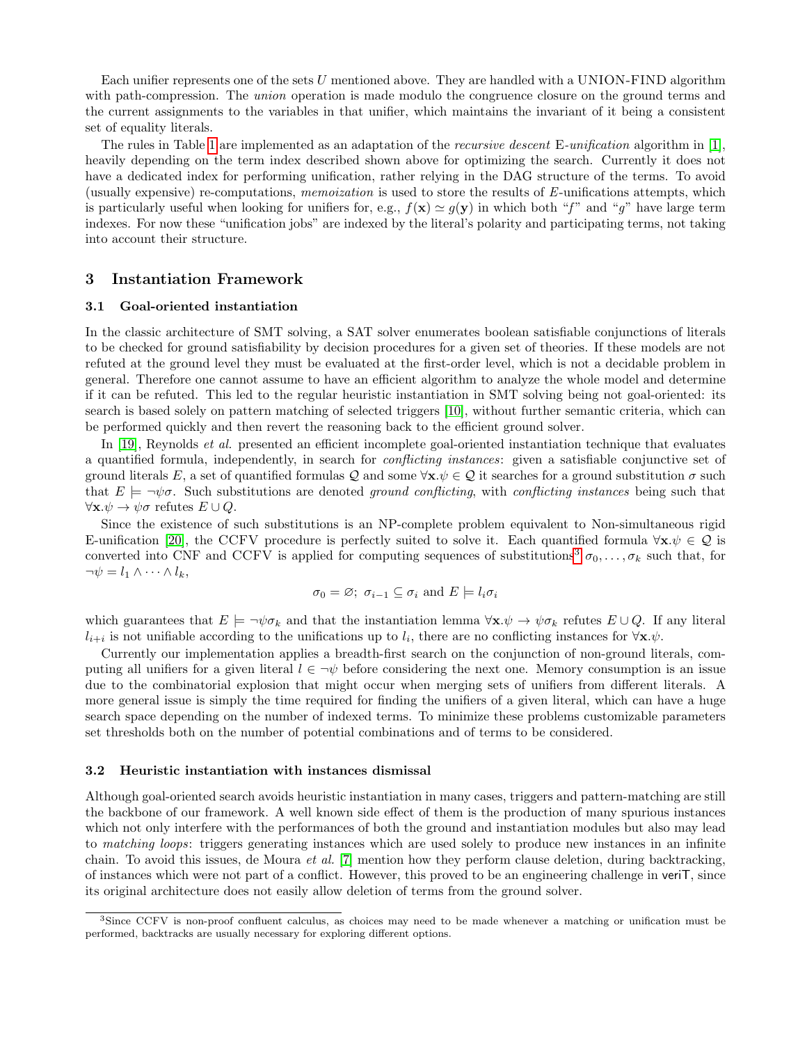Each unifier represents one of the sets $U$ mentioned above. They are handled with a UNION-FIND algorithm with path-compression. The *union* operation is made modulo the congruence closure on the ground terms and the current assignments to the variables in that unifier, which maintains the invariant of it being a consistent set of equality literals.

The rules in Table 1 are implemented as an adaptation of the *recursive descent* E-*unification* algorithm in [1], heavily depending on the term index described shown above for optimizing the search. Currently it does not have a dedicated index for performing unification, rather relying in the DAG structure of the terms. To avoid (usually expensive) re-computations, *memoization* is used to store the results of $E$-unifications attempts, which is particularly useful when looking for unifiers for, e.g., $f(\mathbf{x}) \simeq g(\mathbf{y})$ in which both "$f$" and "$g$" have large term indexes. For now these "unification jobs" are indexed by the literal's polarity and participating terms, not taking into account their structure.

## 3 Instantiation Framework

### 3.1 Goal-oriented instantiation

In the classic architecture of SMT solving, a SAT solver enumerates boolean satisfiable conjunctions of literals to be checked for ground satisfiability by decision procedures for a given set of theories. If these models are not refuted at the ground level they must be evaluated at the first-order level, which is not a decidable problem in general. Therefore one cannot assume to have an efficient algorithm to analyze the whole model and determine if it can be refuted. This led to the regular heuristic instantiation in SMT solving being not goal-oriented: its search is based solely on pattern matching of selected triggers [10], without further semantic criteria, which can be performed quickly and then revert the reasoning back to the efficient ground solver.

In [19], Reynolds *et al.* presented an efficient incomplete goal-oriented instantiation technique that evaluates a quantified formula, independently, in search for *conflicting instances*: given a satisfiable conjunctive set of ground literals $E$, a set of quantified formulas $\mathcal{Q}$ and some $\forall \mathbf{x}.\psi \in \mathcal{Q}$ it searches for a ground substitution $\sigma$ such that $E \models \neg\psi\sigma$. Such substitutions are denoted *ground conflicting*, with *conflicting instances* being such that $\forall \mathbf{x}.\psi \to \psi\sigma$ refutes $E \cup Q$.

Since the existence of such substitutions is an NP-complete problem equivalent to Non-simultaneous rigid E-unification [20], the CCFV procedure is perfectly suited to solve it. Each quantified formula $\forall \mathbf{x}.\psi \in \mathcal{Q}$ is converted into CNF and CCFV is applied for computing sequences of substitutions[3] $\sigma_0, \dots, \sigma_k$ such that, for $\neg\psi = l_1 \wedge \dots \wedge l_k$,

$$\sigma_0 = \varnothing;\ \sigma_{i-1} \subseteq \sigma_i \text{ and } E \models l_i\sigma_i$$

which guarantees that $E \models \neg\psi\sigma_k$ and that the instantiation lemma $\forall \mathbf{x}.\psi \to \psi\sigma_k$ refutes $E \cup Q$. If any literal $l_{i+i}$ is not unifiable according to the unifications up to $l_i$, there are no conflicting instances for $\forall \mathbf{x}.\psi$.

Currently our implementation applies a breadth-first search on the conjunction of non-ground literals, computing all unifiers for a given literal $l \in \neg\psi$ before considering the next one. Memory consumption is an issue due to the combinatorial explosion that might occur when merging sets of unifiers from different literals. A more general issue is simply the time required for finding the unifiers of a given literal, which can have a huge search space depending on the number of indexed terms. To minimize these problems customizable parameters set thresholds both on the number of potential combinations and of terms to be considered.

### 3.2 Heuristic instantiation with instances dismissal

Although goal-oriented search avoids heuristic instantiation in many cases, triggers and pattern-matching are still the backbone of our framework. A well known side effect of them is the production of many spurious instances which not only interfere with the performances of both the ground and instantiation modules but also may lead to *matching loops*: triggers generating instances which are used solely to produce new instances in an infinite chain. To avoid this issues, de Moura *et al.* [7] mention how they perform clause deletion, during backtracking, of instances which were not part of a conflict. However, this proved to be an engineering challenge in veriT, since its original architecture does not easily allow deletion of terms from the ground solver.

---

[3] Since CCFV is non-proof confluent calculus, as choices may need to be made whenever a matching or unification must be performed, backtracks are usually necessary for exploring different options.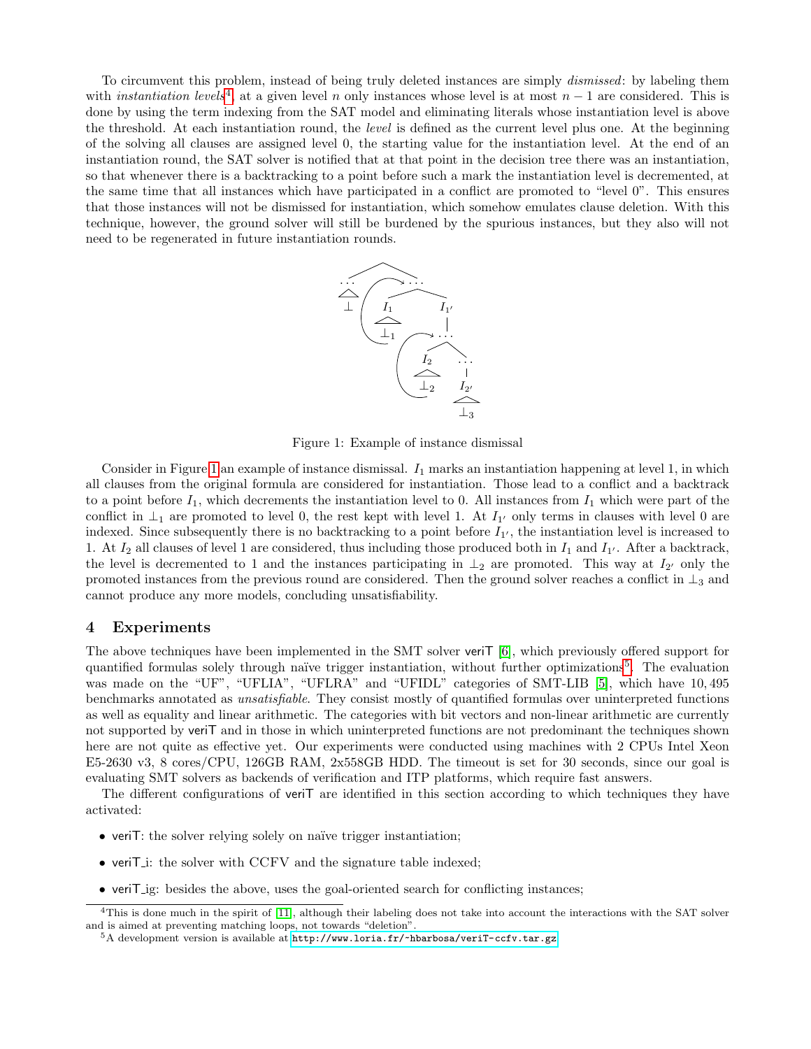To circumvent this problem, instead of being truly deleted instances are simply *dismissed*: by labeling them with *instantiation levels*[4], at a given level $n$ only instances whose level is at most $n-1$ are considered. This is done by using the term indexing from the SAT model and eliminating literals whose instantiation level is above the threshold. At each instantiation round, the *level* is defined as the current level plus one. At the beginning of the solving all clauses are assigned level 0, the starting value for the instantiation level. At the end of an instantiation round, the SAT solver is notified that at that point in the decision tree there was an instantiation, so that whenever there is a backtracking to a point before such a mark the instantiation level is decremented, at the same time that all instances which have participated in a conflict are promoted to "level 0". This ensures that those instances will not be dismissed for instantiation, which somehow emulates clause deletion. With this technique, however, the ground solver will still be burdened by the spurious instances, but they also will not need to be regenerated in future instantiation rounds.

Figure 1: Example of instance dismissal

Consider in Figure 1 an example of instance dismissal. $I_1$ marks an instantiation happening at level 1, in which all clauses from the original formula are considered for instantiation. Those lead to a conflict and a backtrack to a point before $I_1$, which decrements the instantiation level to 0. All instances from $I_1$ which were part of the conflict in $\bot_1$ are promoted to level 0, the rest kept with level 1. At $I_{1'}$ only terms in clauses with level 0 are indexed. Since subsequently there is no backtracking to a point before $I_{1'}$, the instantiation level is increased to 1. At $I_2$ all clauses of level 1 are considered, thus including those produced both in $I_1$ and $I_{1'}$. After a backtrack, the level is decremented to 1 and the instances participating in $\bot_2$ are promoted. This way at $I_{2'}$ only the promoted instances from the previous round are considered. Then the ground solver reaches a conflict in $\bot_3$ and cannot produce any more models, concluding unsatisfiability.

## 4 Experiments

The above techniques have been implemented in the SMT solver veriT [6], which previously offered support for quantified formulas solely through naïve trigger instantiation, without further optimizations[5]. The evaluation was made on the "UF", "UFLIA", "UFLRA" and "UFIDL" categories of SMT-LIB [5], which have 10,495 benchmarks annotated as *unsatisfiable*. They consist mostly of quantified formulas over uninterpreted functions as well as equality and linear arithmetic. The categories with bit vectors and non-linear arithmetic are currently not supported by veriT and in those in which uninterpreted functions are not predominant the techniques shown here are not quite as effective yet. Our experiments were conducted using machines with 2 CPUs Intel Xeon E5-2630 v3, 8 cores/CPU, 126GB RAM, 2x558GB HDD. The timeout is set for 30 seconds, since our goal is evaluating SMT solvers as backends of verification and ITP platforms, which require fast answers.

The different configurations of veriT are identified in this section according to which techniques they have activated:

- veriT: the solver relying solely on naïve trigger instantiation;
- veriT_i: the solver with CCFV and the signature table indexed;
- veriT_ig: besides the above, uses the goal-oriented search for conflicting instances;

[4] This is done much in the spirit of [11], although their labeling does not take into account the interactions with the SAT solver and is aimed at preventing matching loops, not towards "deletion".

[5] A development version is available at http://www.loria.fr/~hbarbosa/veriT-ccfv.tar.gz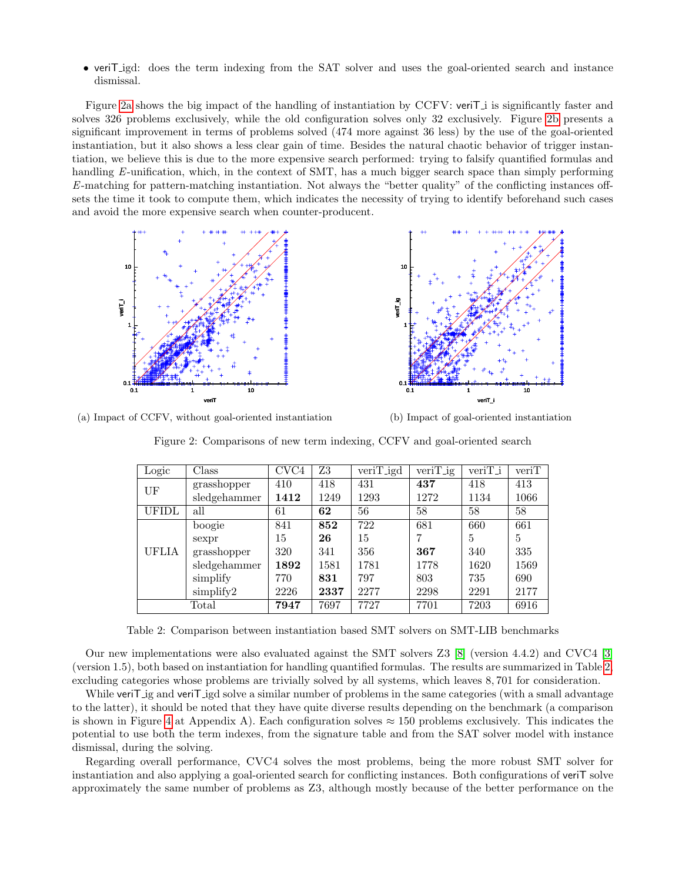- veriT_igd: does the term indexing from the SAT solver and uses the goal-oriented search and instance dismissal.

Figure 2a shows the big impact of the handling of instantiation by CCFV: veriT_i is significantly faster and solves 326 problems exclusively, while the old configuration solves only 32 exclusively. Figure 2b presents a significant improvement in terms of problems solved (474 more against 36 less) by the use of the goal-oriented instantiation, but it also shows a less clear gain of time. Besides the natural chaotic behavior of trigger instantiation, we believe this is due to the more expensive search performed: trying to falsify quantified formulas and handling $E$-unification, which, in the context of SMT, has a much bigger search space than simply performing $E$-matching for pattern-matching instantiation. Not always the "better quality" of the conflicting instances offsets the time it took to compute them, which indicates the necessity of trying to identify beforehand such cases and avoid the more expensive search when counter-producent.

(a) Impact of CCFV, without goal-oriented instantiation

(b) Impact of goal-oriented instantiation

Figure 2: Comparisons of new term indexing, CCFV and goal-oriented search

| Logic | Class | CVC4 | Z3 | veriT_igd | veriT_ig | veriT_i | veriT |
|---|---|---|---|---|---|---|---|
| UF | grasshopper | 410 | 418 | 431 | **437** | 418 | 413 |
| | sledgehammer | **1412** | 1249 | 1293 | 1272 | 1134 | 1066 |
| UFIDL | all | 61 | **62** | 56 | 58 | 58 | 58 |
| UFLIA | boogie | 841 | **852** | 722 | 681 | 660 | 661 |
| | sexpr | 15 | **26** | 15 | 7 | 5 | 5 |
| | grasshopper | 320 | 341 | 356 | **367** | 340 | 335 |
| | sledgehammer | **1892** | 1581 | 1781 | 1778 | 1620 | 1569 |
| | simplify | 770 | **831** | 797 | 803 | 735 | 690 |
| | simplify2 | 2226 | **2337** | 2277 | 2298 | 2291 | 2177 |
| Total | | **7947** | 7697 | 7727 | 7701 | 7203 | 6916 |

Table 2: Comparison between instantiation based SMT solvers on SMT-LIB benchmarks

Our new implementations were also evaluated against the SMT solvers Z3 [8] (version 4.4.2) and CVC4 [3] (version 1.5), both based on instantiation for handling quantified formulas. The results are summarized in Table 2, excluding categories whose problems are trivially solved by all systems, which leaves 8,701 for consideration.

While veriT_ig and veriT_igd solve a similar number of problems in the same categories (with a small advantage to the latter), it should be noted that they have quite diverse results depending on the benchmark (a comparison is shown in Figure 4 at Appendix A). Each configuration solves $\approx 150$ problems exclusively. This indicates the potential to use both the term indexes, from the signature table and from the SAT solver model with instance dismissal, during the solving.

Regarding overall performance, CVC4 solves the most problems, being the more robust SMT solver for instantiation and also applying a goal-oriented search for conflicting instances. Both configurations of veriT solve approximately the same number of problems as Z3, although mostly because of the better performance on the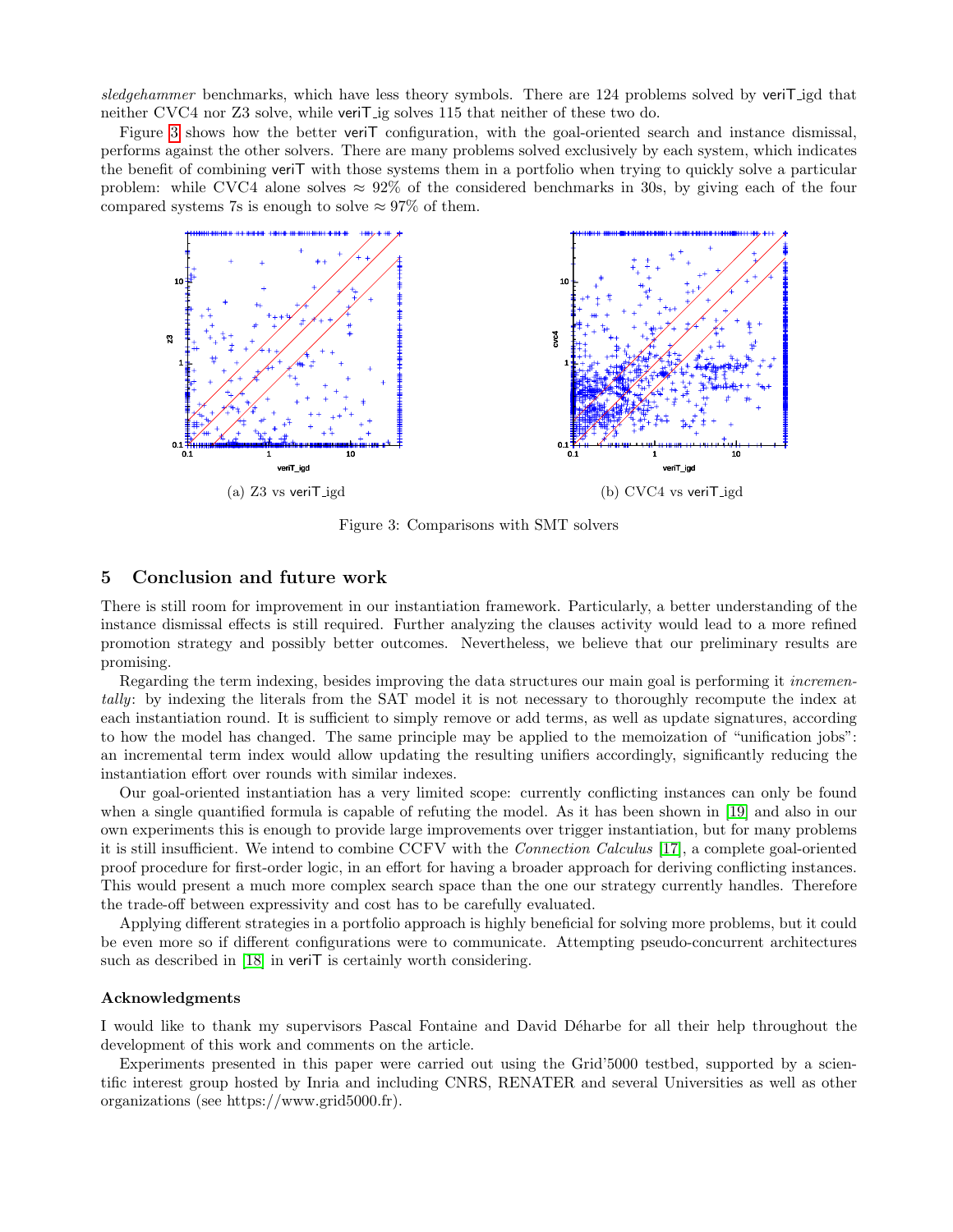*sledgehammer* benchmarks, which have less theory symbols. There are 124 problems solved by veriT_igd that neither CVC4 nor Z3 solve, while veriT_ig solves 115 that neither of these two do.

Figure 3 shows how the better veriT configuration, with the goal-oriented search and instance dismissal, performs against the other solvers. There are many problems solved exclusively by each system, which indicates the benefit of combining veriT with those systems them in a portfolio when trying to quickly solve a particular problem: while CVC4 alone solves $\approx 92\%$ of the considered benchmarks in 30s, by giving each of the four compared systems 7s is enough to solve $\approx 97\%$ of them.

(a) Z3 vs veriT_igd

(b) CVC4 vs veriT_igd

Figure 3: Comparisons with SMT solvers

## 5 Conclusion and future work

There is still room for improvement in our instantiation framework. Particularly, a better understanding of the instance dismissal effects is still required. Further analyzing the clauses activity would lead to a more refined promotion strategy and possibly better outcomes. Nevertheless, we believe that our preliminary results are promising.

Regarding the term indexing, besides improving the data structures our main goal is performing it *incrementally*: by indexing the literals from the SAT model it is not necessary to thoroughly recompute the index at each instantiation round. It is sufficient to simply remove or add terms, as well as update signatures, according to how the model has changed. The same principle may be applied to the memoization of "unification jobs": an incremental term index would allow updating the resulting unifiers accordingly, significantly reducing the instantiation effort over rounds with similar indexes.

Our goal-oriented instantiation has a very limited scope: currently conflicting instances can only be found when a single quantified formula is capable of refuting the model. As it has been shown in [19] and also in our own experiments this is enough to provide large improvements over trigger instantiation, but for many problems it is still insufficient. We intend to combine CCFV with the *Connection Calculus* [17], a complete goal-oriented proof procedure for first-order logic, in an effort for having a broader approach for deriving conflicting instances. This would present a much more complex search space than the one our strategy currently handles. Therefore the trade-off between expressivity and cost has to be carefully evaluated.

Applying different strategies in a portfolio approach is highly beneficial for solving more problems, but it could be even more so if different configurations were to communicate. Attempting pseudo-concurrent architectures such as described in [18] in veriT is certainly worth considering.

### Acknowledgments

I would like to thank my supervisors Pascal Fontaine and David Déharbe for all their help throughout the development of this work and comments on the article.

Experiments presented in this paper were carried out using the Grid'5000 testbed, supported by a scientific interest group hosted by Inria and including CNRS, RENATER and several Universities as well as other organizations (see https://www.grid5000.fr).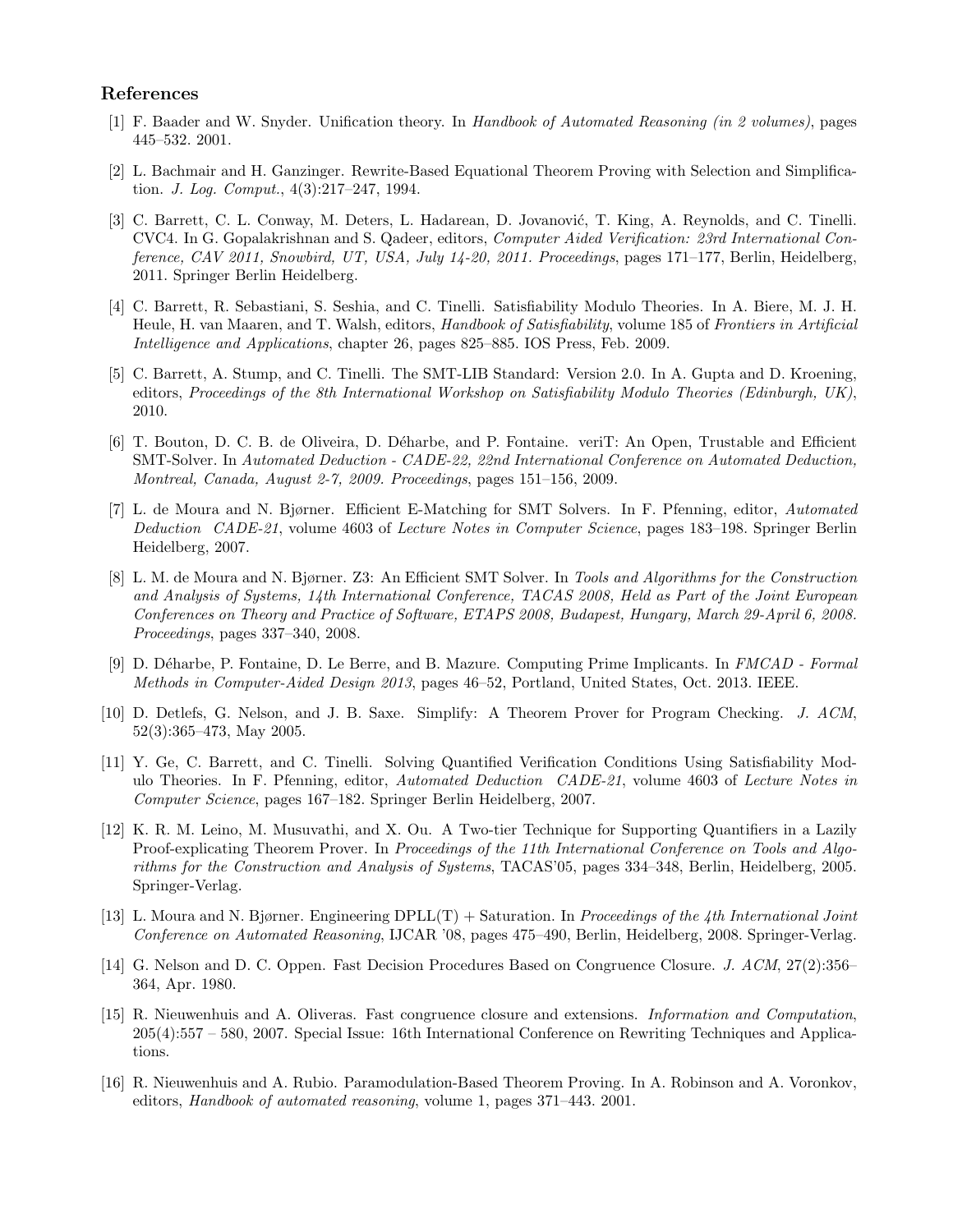## References

[1] F. Baader and W. Snyder. Unification theory. In *Handbook of Automated Reasoning (in 2 volumes)*, pages 445–532. 2001.

[2] L. Bachmair and H. Ganzinger. Rewrite-Based Equational Theorem Proving with Selection and Simplification. *J. Log. Comput.*, 4(3):217–247, 1994.

[3] C. Barrett, C. L. Conway, M. Deters, L. Hadarean, D. Jovanović, T. King, A. Reynolds, and C. Tinelli. CVC4. In G. Gopalakrishnan and S. Qadeer, editors, *Computer Aided Verification: 23rd International Conference, CAV 2011, Snowbird, UT, USA, July 14-20, 2011. Proceedings*, pages 171–177, Berlin, Heidelberg, 2011. Springer Berlin Heidelberg.

[4] C. Barrett, R. Sebastiani, S. Seshia, and C. Tinelli. Satisfiability Modulo Theories. In A. Biere, M. J. H. Heule, H. van Maaren, and T. Walsh, editors, *Handbook of Satisfiability*, volume 185 of *Frontiers in Artificial Intelligence and Applications*, chapter 26, pages 825–885. IOS Press, Feb. 2009.

[5] C. Barrett, A. Stump, and C. Tinelli. The SMT-LIB Standard: Version 2.0. In A. Gupta and D. Kroening, editors, *Proceedings of the 8th International Workshop on Satisfiability Modulo Theories (Edinburgh, UK)*, 2010.

[6] T. Bouton, D. C. B. de Oliveira, D. Déharbe, and P. Fontaine. veriT: An Open, Trustable and Efficient SMT-Solver. In *Automated Deduction - CADE-22, 22nd International Conference on Automated Deduction, Montreal, Canada, August 2-7, 2009. Proceedings*, pages 151–156, 2009.

[7] L. de Moura and N. Bjørner. Efficient E-Matching for SMT Solvers. In F. Pfenning, editor, *Automated Deduction CADE-21*, volume 4603 of *Lecture Notes in Computer Science*, pages 183–198. Springer Berlin Heidelberg, 2007.

[8] L. M. de Moura and N. Bjørner. Z3: An Efficient SMT Solver. In *Tools and Algorithms for the Construction and Analysis of Systems, 14th International Conference, TACAS 2008, Held as Part of the Joint European Conferences on Theory and Practice of Software, ETAPS 2008, Budapest, Hungary, March 29-April 6, 2008. Proceedings*, pages 337–340, 2008.

[9] D. Déharbe, P. Fontaine, D. Le Berre, and B. Mazure. Computing Prime Implicants. In *FMCAD - Formal Methods in Computer-Aided Design 2013*, pages 46–52, Portland, United States, Oct. 2013. IEEE.

[10] D. Detlefs, G. Nelson, and J. B. Saxe. Simplify: A Theorem Prover for Program Checking. *J. ACM*, 52(3):365–473, May 2005.

[11] Y. Ge, C. Barrett, and C. Tinelli. Solving Quantified Verification Conditions Using Satisfiability Modulo Theories. In F. Pfenning, editor, *Automated Deduction CADE-21*, volume 4603 of *Lecture Notes in Computer Science*, pages 167–182. Springer Berlin Heidelberg, 2007.

[12] K. R. M. Leino, M. Musuvathi, and X. Ou. A Two-tier Technique for Supporting Quantifiers in a Lazily Proof-explicating Theorem Prover. In *Proceedings of the 11th International Conference on Tools and Algorithms for the Construction and Analysis of Systems*, TACAS'05, pages 334–348, Berlin, Heidelberg, 2005. Springer-Verlag.

[13] L. Moura and N. Bjørner. Engineering DPLL(T) + Saturation. In *Proceedings of the 4th International Joint Conference on Automated Reasoning*, IJCAR '08, pages 475–490, Berlin, Heidelberg, 2008. Springer-Verlag.

[14] G. Nelson and D. C. Oppen. Fast Decision Procedures Based on Congruence Closure. *J. ACM*, 27(2):356–364, Apr. 1980.

[15] R. Nieuwenhuis and A. Oliveras. Fast congruence closure and extensions. *Information and Computation*, 205(4):557 – 580, 2007. Special Issue: 16th International Conference on Rewriting Techniques and Applications.

[16] R. Nieuwenhuis and A. Rubio. Paramodulation-Based Theorem Proving. In A. Robinson and A. Voronkov, editors, *Handbook of automated reasoning*, volume 1, pages 371–443. 2001.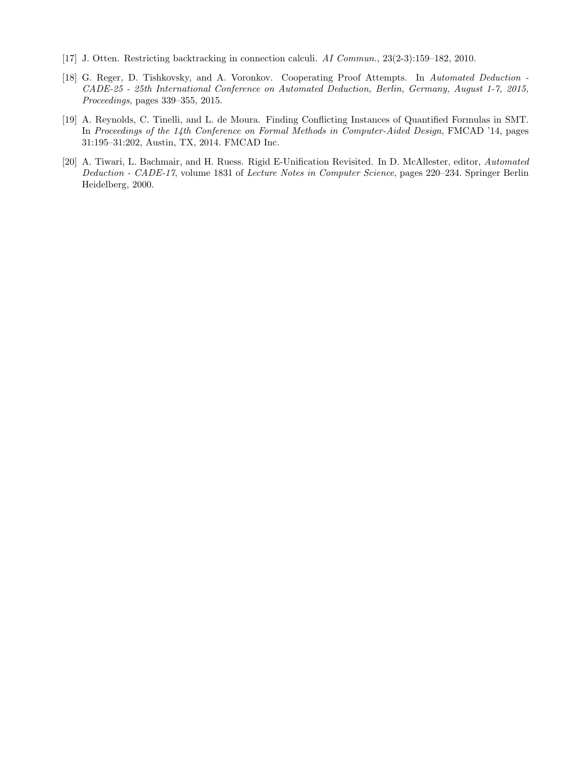[17] J. Otten. Restricting backtracking in connection calculi. *AI Commun.*, 23(2-3):159–182, 2010.

[18] G. Reger, D. Tishkovsky, and A. Voronkov. Cooperating Proof Attempts. In *Automated Deduction - CADE-25 - 25th International Conference on Automated Deduction, Berlin, Germany, August 1-7, 2015, Proceedings*, pages 339–355, 2015.

[19] A. Reynolds, C. Tinelli, and L. de Moura. Finding Conflicting Instances of Quantified Formulas in SMT. In *Proceedings of the 14th Conference on Formal Methods in Computer-Aided Design*, FMCAD '14, pages 31:195–31:202, Austin, TX, 2014. FMCAD Inc.

[20] A. Tiwari, L. Bachmair, and H. Ruess. Rigid E-Unification Revisited. In D. McAllester, editor, *Automated Deduction - CADE-17*, volume 1831 of *Lecture Notes in Computer Science*, pages 220–234. Springer Berlin Heidelberg, 2000.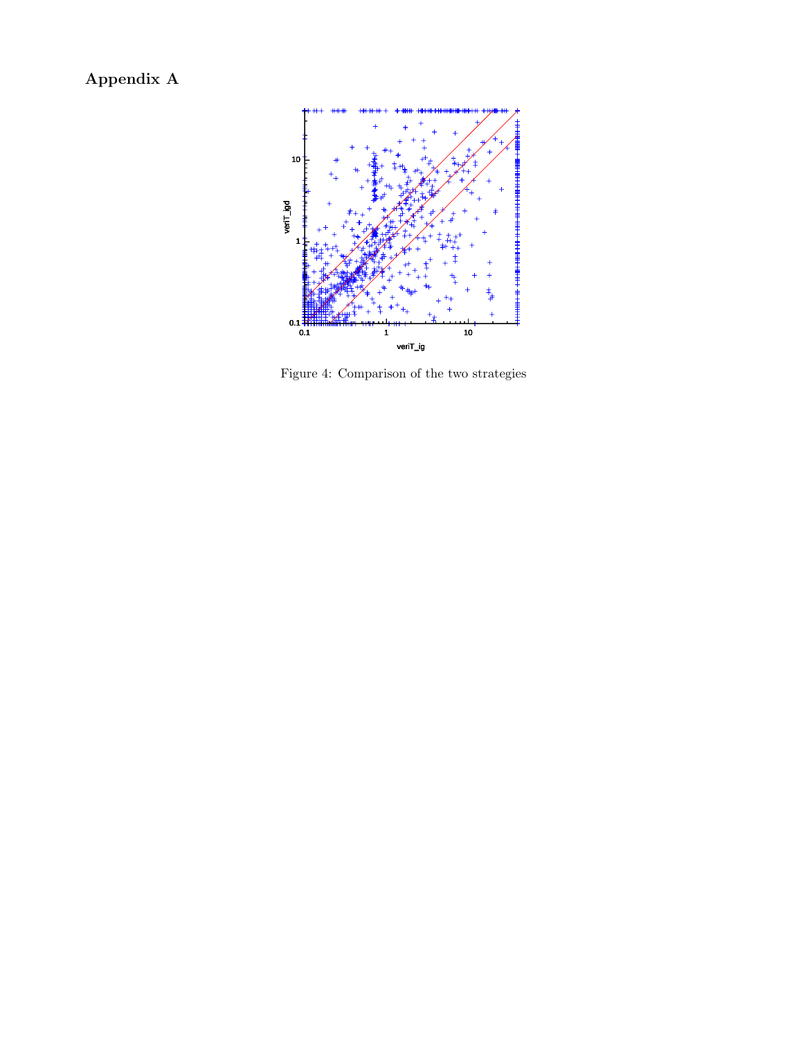## Appendix A

10

1

0.1

veriT_igd

0.1

1

10

veriT_ig

Figure 4: Comparison of the two strategies